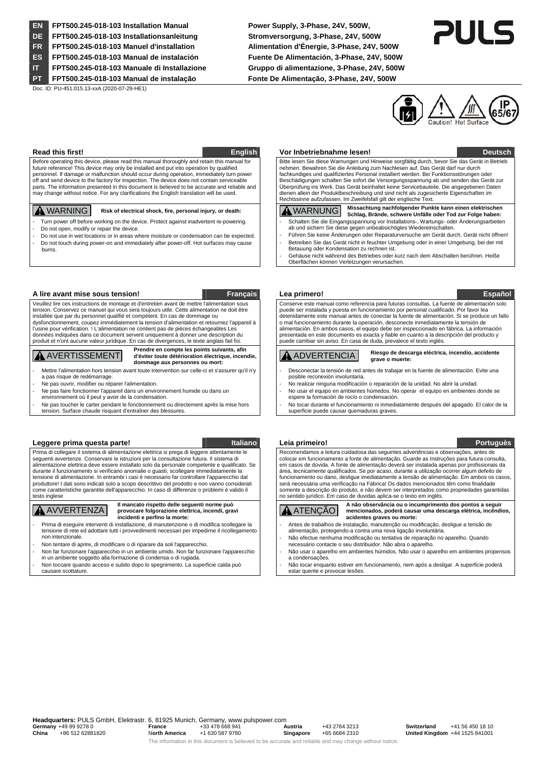| | | |
|---|---|---|
| **EN** | **FPT500.245-018-103 Installation Manual** | **Power Supply, 3-Phase, 24V, 500W,** |
| **DE** | **FPT500.245-018-103 Installationsanleitung** | **Stromversorgung, 3-Phase, 24V, 500W** |
| **FR** | **FPT500.245-018-103 Manuel d'installation** | **Alimentation d'Énergie, 3-Phase, 24V, 500W** |
| **ES** | **FPT500.245-018-103 Manual de instalación** | **Fuente De Alimentación, 3-Phase, 24V, 500W** |
| **IT** | **FPT500.245-018-103 Manuale di Installazione** | **Gruppo di alimentazione, 3-Phase, 24V, 500W** |
| **PT** | **FPT500.245-018-103 Manual de instalação** | **Fonte De Alimentação, 3-Phase, 24V, 500W** |

PULS

Doc. ID: PU-451.015.13-xxA (2020-07-29-HE1)

Caution! Hot Surface IP 65/67

## Read this first! — English

Before operating this device, please read this manual thoroughly and retain this manual for future reference! This device may only be installed and put into operation by qualified personnel. If damage or malfunction should occur during operation, immediately turn power off and send device to the factory for inspection. The device does not contain serviceable parts. The information presented in this document is believed to be accurate and reliable and may change without notice. For any clarifications the English translation will be used.

**⚠ WARNING** **Risk of electrical shock, fire, personal injury, or death:**

- Turn power off before working on the device. Protect against inadvertent re-powering.
- Do not open, modify or repair the device.
- Do not use in wet locations or in areas where moisture or condensation can be expected.
- Do not touch during power-on and immediately after power-off. Hot surfaces may cause burns.

## Vor Inbetriebnahme lesen! — Deutsch

Bitte lesen Sie diese Warnungen und Hinweise sorgfältig durch, bevor Sie das Gerät in Betrieb nehmen. Bewahren Sie die Anleitung zum Nachlesen auf. Das Gerät darf nur durch fachkundiges und qualifiziertes Personal installiert werden. Bei Funktionsstörungen oder Beschädigungen schalten Sie sofort die Versorgungsspannung ab und senden das Gerät zur Überprüfung ins Werk. Das Gerät beinhaltet keine Servicebauteile. Die angegebenen Daten dienen allein der Produktbeschreibung und sind nicht als zugesicherte Eigenschaften im Rechtssinne aufzufassen. Im Zweifelsfall gilt der englische Text.

**⚠ WARNUNG** **Missachtung nachfolgender Punkte kann einen elektrischen Schlag, Brände, schwere Unfälle oder Tod zur Folge haben:**

- Schalten Sie die Eingangsspannung vor Installations-, Wartungs- oder Änderungsarbeiten ab und sichern Sie diese gegen unbeabsichtigtes Wiedereinschalten.
- Führen Sie keine Änderungen oder Reparaturversuche am Gerät durch. Gerät nicht öffnen!
- Betreiben Sie das Gerät nicht in feuchter Umgebung oder in einer Umgebung, bei der mit Betauung oder Kondensation zu rechnen ist.
- Gehäuse nicht während des Betriebes oder kurz nach dem Abschalten berühren. Heiße Oberflächen können Verletzungen verursachen.

## A lire avant mise sous tension! — Français

Veuillez lire ces instructions de montage et d'entretien avant de mettre l'alimentation sous tension. Conservez ce manuel qui vous sera toujours utile. Cette alimentation ne doit être installée que par du personnel qualifié et compétent. En cas de dommage ou dysfonctionnement, coupez immédiatement la tension d'alimentation et retournez l'appareil à l'usine pour vérification. ! L'alimentation ne contient pas de pièces échangeables Les données indiquées dans ce document servent uniquement à donner une description du produit et n'ont aucune valeur juridique. En cas de divergences, le texte anglais fait foi.

**⚠ AVERTISSEMENT** **Prendre en compte les points suivants, afin d'éviter toute détérioration électrique, incendie, dommage aux personnes ou mort:**

- Mettre l'alimentation hors tension avant toute intervention sur celle-ci et s'assurer qu'il n'y a pas risque de redémarrage.
- Ne pas ouvrir, modifier ou réparer l'alimentation.
- Ne pas faire fonctionner l'appareil dans un environnement humide ou dans un environnement où il peut y avoir de la condensation.
- Ne pas toucher le carter pendant le fonctionnement ou directement après la mise hors tension. Surface chaude risquant d'entraîner des blessures.

## Lea primero! — Español

Conserve este manual como referencia para futuras consultas. La fuente de alimentación solo puede ser instalada y puesta en funcionamiento por personal cualificado. Por favor lea detenidamente este manual antes de conectar la fuente de alimentación. Si se produce un fallo o mal funcionamiento durante la operación, desconecte inmediatamente la tensión de alimentación. En ambos casos, el equipo debe ser inspeccionado en fábrica. La información presentada en este documento es exacta y fiable en cuanto a la descripción del producto y puede cambiar sin aviso. En casa de duda, prevalece el texto inglés.

**⚠ ADVERTENCIA** **Riesgo de descarga eléctrica, incendio, accidente grave o muerte:**

- Desconectar la tensión de red antes de trabajar en la fuente de alimentación. Evite una posible reconexión involuntaria.
- No realizar ninguna modificación o reparación de la unidad. No abrir la unidad.
- No usar el equipo en ambientes húmedos. No operar el equipo en ambientes donde se espere la formación de rocío o condensación.
- No tocar durante el funcionamiento ni inmediatamente después del apagado. El calor de la superficie puede causar quemaduras graves.

## Leggere prima questa parte! — Italiano

Prima di collegare il sistema di alimentazione elettrica si prega di leggere attentamente le seguenti avvertenze. Conservare le istruzioni per la consultazione futura. Il sistema di alimentazione elettrica deve essere installato solo da personale competente e qualificato. Se durante il funzionamento si verificano anomalie o guasti, scollegare immediatamente la tensione di alimentazione. In entrambi i casi è necessario far controllare l'apparecchio dal produttore! I dati sono indicati solo a scopo descrittivo del prodotto e non vanno considerati come caratteristiche garantite dell'apparecchio. In caso di differenze o problemi è valido il testo inglese

**⚠ AVVERTENZA** **Il mancato rispetto delle seguenti norme può provocare folgorazione elettrica, incendi, gravi incidenti e perfino la morte:**

- Prima di eseguire interventi di installazione, di manutenzione o di modifica scollegare la tensione di rete ed adottare tutti i provvedimenti necessari per impedirne il ricollegamento non intenzionale.
- Non tentare di aprire, di modificare o di riparare da soli l'apparecchio.
- Non far funzionare l'apparecchio in un ambiente umido. Non far funzionare l'apparecchio in un ambiente soggetto alla formazione di condensa o di rugiada.
- Non toccare quando acceso e subito dopo lo spegnimento. La superficie calda può causare scottature.

## Leia primeiro! — Portuguès

Recomendamos a leitura cuidadosa das seguintes advertências e observações, antes de colocar em funcionamento a fonte de alimentação. Guarde as Instruções para futura consulta, em casos de dúvida. A fonte de alimentação deverá ser instalada apenas por profissionais da área, tecnicamente qualificados. Se por acaso, durante a utilização ocorrer algum defeito de funcionamento ou dano, desligue imediatamente a tensão de alimentação. Em ambos os casos, será necessária uma verificação na Fábrica! Os dados mencionados têm como finalidade somente a descrição do produto, e não devem ser interpretados como propriedades garantidas no sentido jurídico. Em caso de duvidas aplica-se o texto em inglês.

**⚠ ATENÇÃO** **A não observância ou o incumprimento dos pontos a seguir mencionados, poderá causar uma descarga elétrica, incêndios, acidentes graves ou morte:**

- Antes de trabalhos de instalação, manutenção ou modificação, desligue a tensão de alimentação, protegendo-a contra uma nova ligação involuntária.
- Não efectue nenhuma modificação ou tentativa de reparação no aparelho. Quando necessário contacte o seu distribuidor. Não abra o aparelho.
- Não usar o aparelho em ambientes húmidos. Não usar o aparelho em ambientes propensos a condensações.
- Não tocar enquanto estiver em funcionamento, nem após a desligar. A superficie poderá estar quente e provocar lesões.

**Headquarters:** PULS GmbH, Elektrastr. 6, 81925 Munich, Germany, www.pulspower.com

| | | | | | | | |
|---|---|---|---|---|---|---|---|
| **Germany** | +49 89 9278 0 | **France** | +33 478 668 941 | **Austria** | +43 2764 3213 | **Switzerland** | +41 56 450 18 10 |
| **China** | +86 512 62881820 | **North America** | +1 630 587 9780 | **Singapore** | +65 6684 2310 | **United Kingdom** | +44 1525 841001 |

The information in this document is believed to be accurate and reliable and may change without notice.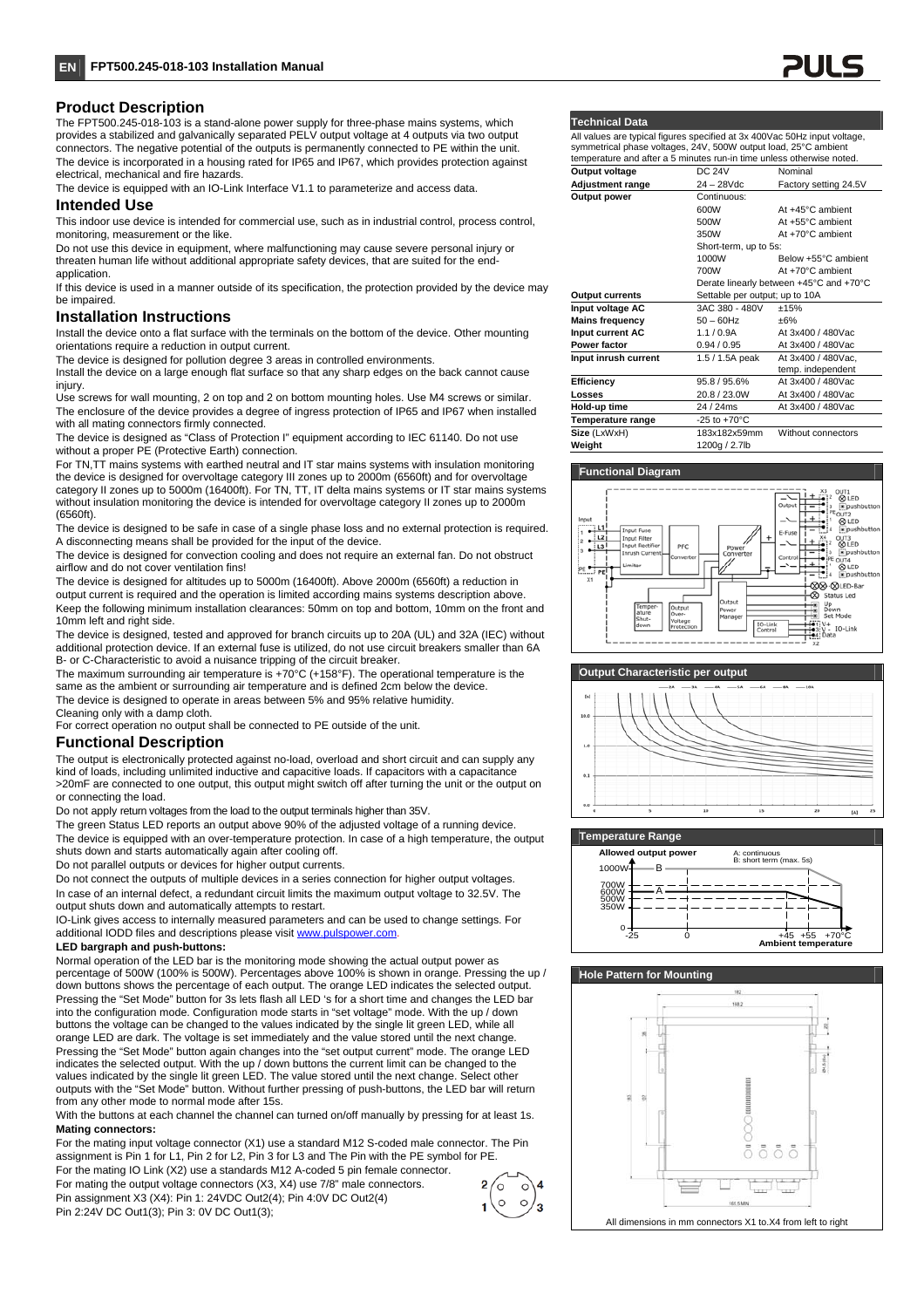# FPT500.245-018-103 Installation Manual

## Product Description

The FPT500.245-018-103 is a stand-alone power supply for three-phase mains systems, which provides a stabilized and galvanically separated PELV output voltage at 4 outputs via two output connectors. The negative potential of the outputs is permanently connected to PE within the unit. The device is incorporated in a housing rated for IP65 and IP67, which provides protection against electrical, mechanical and fire hazards.

The device is equipped with an IO-Link Interface V1.1 to parameterize and access data.

## Intended Use

This indoor use device is intended for commercial use, such as in industrial control, process control, monitoring, measurement or the like.

Do not use this device in equipment, where malfunctioning may cause severe personal injury or threaten human life without additional appropriate safety devices, that are suited for the end-application.

If this device is used in a manner outside of its specification, the protection provided by the device may be impaired.

## Installation Instructions

Install the device onto a flat surface with the terminals on the bottom of the device. Other mounting orientations require a reduction in output current.

The device is designed for pollution degree 3 areas in controlled environments.

Install the device on a large enough flat surface so that any sharp edges on the back cannot cause injury.

Use screws for wall mounting, 2 on top and 2 on bottom mounting holes. Use M4 screws or similar.

The enclosure of the device provides a degree of ingress protection of IP65 and IP67 when installed with all mating connectors firmly connected.

The device is designed as "Class of Protection I" equipment according to IEC 61140. Do not use without a proper PE (Protective Earth) connection.

For TN,TT mains systems with earthed neutral and IT star mains systems with insulation monitoring the device is designed for overvoltage category III zones up to 2000m (6560ft) and for overvoltage category II zones up to 5000m (16400ft). For TN, TT, IT delta mains systems or IT star mains systems without insulation monitoring the device is intended for overvoltage category II zones up to 2000m (6560ft).

The device is designed to be safe in case of a single phase loss and no external protection is required. A disconnecting means shall be provided for the input of the device.

The device is designed for convection cooling and does not require an external fan. Do not obstruct airflow and do not cover ventilation fins!

The device is designed for altitudes up to 5000m (16400ft). Above 2000m (6560ft) a reduction in output current is required and the operation is limited according mains systems description above.

Keep the following minimum installation clearances: 50mm on top and bottom, 10mm on the front and 10mm left and right side.

The device is designed, tested and approved for branch circuits up to 20A (UL) and 32A (IEC) without additional protection device. If an external fuse is utilized, do not use circuit breakers smaller than 6A B- or C-Characteristic to avoid a nuisance tripping of the circuit breaker.

The maximum surrounding air temperature is +70°C (+158°F). The operational temperature is the same as the ambient or surrounding air temperature and is defined 2cm below the device.

The device is designed to operate in areas between 5% and 95% relative humidity.

Cleaning only with a damp cloth.

For correct operation no output shall be connected to PE outside of the unit.

## Functional Description

The output is electronically protected against no-load, overload and short circuit and can supply any kind of loads, including unlimited inductive and capacitive loads. If capacitors with a capacitance >20mF are connected to one output, this output might switch off after turning the unit or the output on or connecting the load.

Do not apply return voltages from the load to the output terminals higher than 35V.

The green Status LED reports an output above 90% of the adjusted voltage of a running device.

The device is equipped with an over-temperature protection. In case of a high temperature, the output shuts down and starts automatically again after cooling off.

Do not parallel outputs or devices for higher output currents.

Do not connect the outputs of multiple devices in a series connection for higher output voltages.

In case of an internal defect, a redundant circuit limits the maximum output voltage to 32.5V. The output shuts down and automatically attempts to restart.

IO-Link gives access to internally measured parameters and can be used to change settings. For additional IODD files and descriptions please visit www.pulspower.com.

**LED bargraph and push-buttons:**

Normal operation of the LED bar is the monitoring mode showing the actual output power as percentage of 500W (100% is 500W). Percentages above 100% is shown in orange. Pressing the up / down buttons shows the percentage of each output. The orange LED indicates the selected output. Pressing the "Set Mode" button for 3s lets flash all LED 's for a short time and changes the LED bar into the configuration mode. Configuration mode starts in "set voltage" mode. With the up / down buttons the voltage can be changed to the values indicated by the single lit green LED, while all orange LED are dark. The voltage is set immediately and the value stored until the next change. Pressing the "Set Mode" button again changes into the "set output current" mode. The orange LED indicates the selected output. With the up / down buttons the current limit can be changed to the values indicated by the single lit green LED. The value stored until the next change. Select other outputs with the "Set Mode" button. Without further pressing of push-buttons, the LED bar will return from any other mode to normal mode after 15s.

With the buttons at each channel the channel can turned on/off manually by pressing for at least 1s.

**Mating connectors:**

For the mating input voltage connector (X1) use a standard M12 S-coded male connector. The Pin assignment is Pin 1 for L1, Pin 2 for L2, Pin 3 for L3 and The Pin with the PE symbol for PE.

For the mating IO Link (X2) use a standards M12 A-coded 5 pin female connector.

For mating the output voltage connectors (X3, X4) use 7/8" male connectors.

Pin assignment X3 (X4): Pin 1: 24VDC Out2(4); Pin 4:0V DC Out2(4)

Pin 2:24V DC Out1(3); Pin 3: 0V DC Out1(3);

2 4
1 3

## Technical Data

All values are typical figures specified at 3x 400Vac 50Hz input voltage, symmetrical phase voltages, 24V, 500W output load, 25°C ambient temperature and after a 5 minutes run-in time unless otherwise noted.

| | | |
|---|---|---|
| **Output voltage** | DC 24V | Nominal |
| **Adjustment range** | 24 – 28Vdc | Factory setting 24.5V |
| **Output power** | Continuous: | |
| | 600W | At +45°C ambient |
| | 500W | At +55°C ambient |
| | 350W | At +70°C ambient |
| | Short-term, up to 5s: | |
| | 1000W | Below +55°C ambient |
| | 700W | At +70°C ambient |
| | Derate linearly between +45°C and +70°C | |
| **Output currents** | Settable per output; up to 10A | |
| **Input voltage AC** | 3AC 380 - 480V | ±15% |
| **Mains frequency** | 50 – 60Hz | ±6% |
| **Input current AC** | 1.1 / 0.9A | At 3x400 / 480Vac |
| **Power factor** | 0.94 / 0.95 | At 3x400 / 480Vac |
| **Input inrush current** | 1.5 / 1.5A peak | At 3x400 / 480Vac, temp. independent |
| **Efficiency** | 95.8 / 95.6% | At 3x400 / 480Vac |
| **Losses** | 20.8 / 23.0W | At 3x400 / 480Vac |
| **Hold-up time** | 24 / 24ms | At 3x400 / 480Vac |
| **Temperature range** | -25 to +70°C | |
| **Size** (LxWxH) | 183x182x59mm | Without connectors |
| **Weight** | 1200g / 2.7lb | |

## Functional Diagram

Input, L1, L2, L3, PE, X1, Input Fuse, Input Filter, Input Rectifier, Inrush Current Limiter, PFC Converter, Power Converter, Output, E-Fuse, Control, Output Power Manager, Temperature Shut-down, Output Over-Voltage Protection, IO-Link Control, X3, OUT1, LED, pushbutton, OUT2, X4, OUT3, OUT4, LED-Bar, Status Led, Up, Down, Set Mode, V+, V-, Data, IO-Link, X2

## Output Characteristic per output

2A, 3A, 4A, 5A, 6A, 8A, 10A

[s], 10.0, 1.0, 0.1, 0.0, 0, 5, 10, 15, 20, 25, [A]

## Temperature Range

Allowed output power

A: continuous
B: short term (max. 5s)

1000W, 700W, 600W, 500W, 350W, 0, B, A, -25, 0, +45, +55, +70°C

Ambient temperature

## Hole Pattern for Mounting

182, 168.2, 183, 161.5 MIN

All dimensions in mm connectors X1 to.X4 from left to right